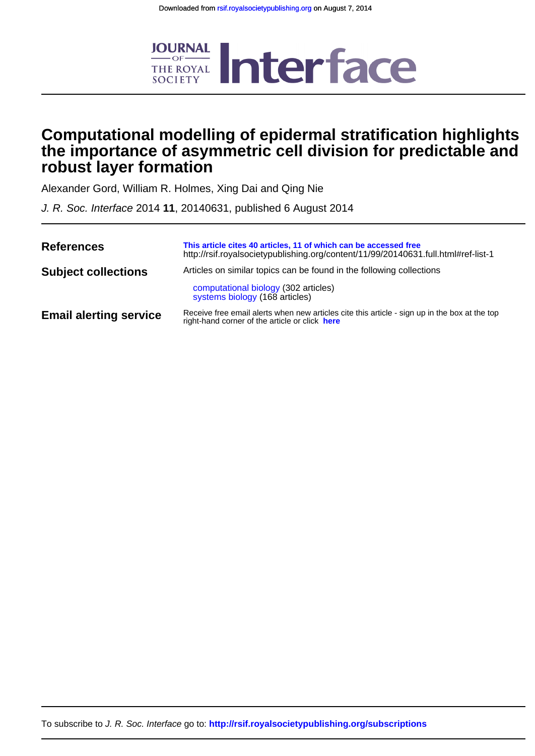Downloaded from rsif.royalsocietypublishing.org on August 7, 2014

JOURNAL OF THE ROYAL SOCIETY **Interface**

# Computational modelling of epidermal stratification highlights the importance of asymmetric cell division for predictable and robust layer formation

Alexander Gord, William R. Holmes, Xing Dai and Qing Nie

*J. R. Soc. Interface* 2014 **11**, 20140631, published 6 August 2014

| | |
|---|---|
| **References** | **This article cites 40 articles, 11 of which can be accessed free** http://rsif.royalsocietypublishing.org/content/11/99/20140631.full.html#ref-list-1 |
| **Subject collections** | Articles on similar topics can be found in the following collections<br>computational biology (302 articles)<br>systems biology (168 articles) |
| **Email alerting service** | Receive free email alerts when new articles cite this article - sign up in the box at the top right-hand corner of the article or click **here** |

To subscribe to *J. R. Soc. Interface* go to: **http://rsif.royalsocietypublishing.org/subscriptions**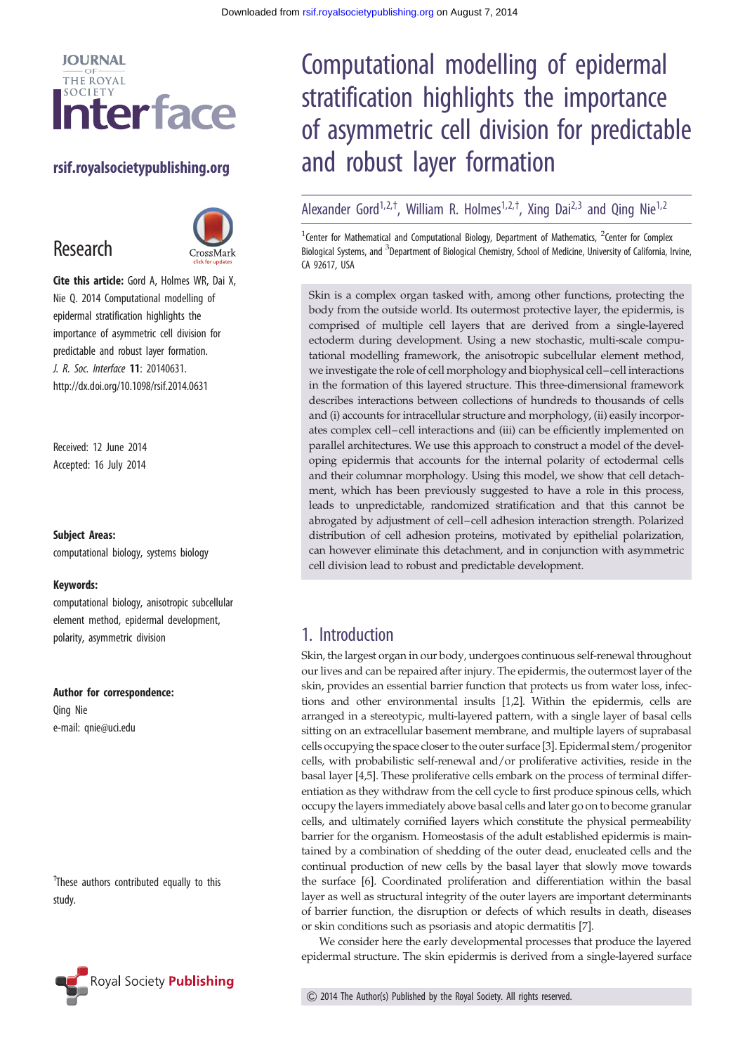# Computational modelling of epidermal stratification highlights the importance of asymmetric cell division for predictable and robust layer formation

Alexander Gord[1,2,†], William R. Holmes[1,2,†], Xing Dai[2,3] and Qing Nie[1,2]

[1]Center for Mathematical and Computational Biology, Department of Mathematics, [2]Center for Complex Biological Systems, and [3]Department of Biological Chemistry, School of Medicine, University of California, Irvine, CA 92617, USA

Research

**Cite this article:** Gord A, Holmes WR, Dai X, Nie Q. 2014 Computational modelling of epidermal stratification highlights the importance of asymmetric cell division for predictable and robust layer formation. *J. R. Soc. Interface* **11**: 20140631. http://dx.doi.org/10.1098/rsif.2014.0631

Received: 12 June 2014
Accepted: 16 July 2014

**Subject Areas:**
computational biology, systems biology

**Keywords:**
computational biology, anisotropic subcellular element method, epidermal development, polarity, asymmetric division

**Author for correspondence:**
Qing Nie
e-mail: qnie@uci.edu

[†]These authors contributed equally to this study.

Skin is a complex organ tasked with, among other functions, protecting the body from the outside world. Its outermost protective layer, the epidermis, is comprised of multiple cell layers that are derived from a single-layered ectoderm during development. Using a new stochastic, multi-scale computational modelling framework, the anisotropic subcellular element method, we investigate the role of cell morphology and biophysical cell–cell interactions in the formation of this layered structure. This three-dimensional framework describes interactions between collections of hundreds to thousands of cells and (i) accounts for intracellular structure and morphology, (ii) easily incorporates complex cell–cell interactions and (iii) can be efficiently implemented on parallel architectures. We use this approach to construct a model of the developing epidermis that accounts for the internal polarity of ectodermal cells and their columnar morphology. Using this model, we show that cell detachment, which has been previously suggested to have a role in this process, leads to unpredictable, randomized stratification and that this cannot be abrogated by adjustment of cell–cell adhesion interaction strength. Polarized distribution of cell adhesion proteins, motivated by epithelial polarization, can however eliminate this detachment, and in conjunction with asymmetric cell division lead to robust and predictable development.

## 1. Introduction

Skin, the largest organ in our body, undergoes continuous self-renewal throughout our lives and can be repaired after injury. The epidermis, the outermost layer of the skin, provides an essential barrier function that protects us from water loss, infections and other environmental insults [1,2]. Within the epidermis, cells are arranged in a stereotypic, multi-layered pattern, with a single layer of basal cells sitting on an extracellular basement membrane, and multiple layers of suprabasal cells occupying the space closer to the outer surface [3]. Epidermal stem/progenitor cells, with probabilistic self-renewal and/or proliferative activities, reside in the basal layer [4,5]. These proliferative cells embark on the process of terminal differentiation as they withdraw from the cell cycle to first produce spinous cells, which occupy the layers immediately above basal cells and later go on to become granular cells, and ultimately cornified layers which constitute the physical permeability barrier for the organism. Homeostasis of the adult established epidermis is maintained by a combination of shedding of the outer dead, enucleated cells and the continual production of new cells by the basal layer that slowly move towards the surface [6]. Coordinated proliferation and differentiation within the basal layer as well as structural integrity of the outer layers are important determinants of barrier function, the disruption or defects of which results in death, diseases or skin conditions such as psoriasis and atopic dermatitis [7].

We consider here the early developmental processes that produce the layered epidermal structure. The skin epidermis is derived from a single-layered surface

© 2014 The Author(s) Published by the Royal Society. All rights reserved.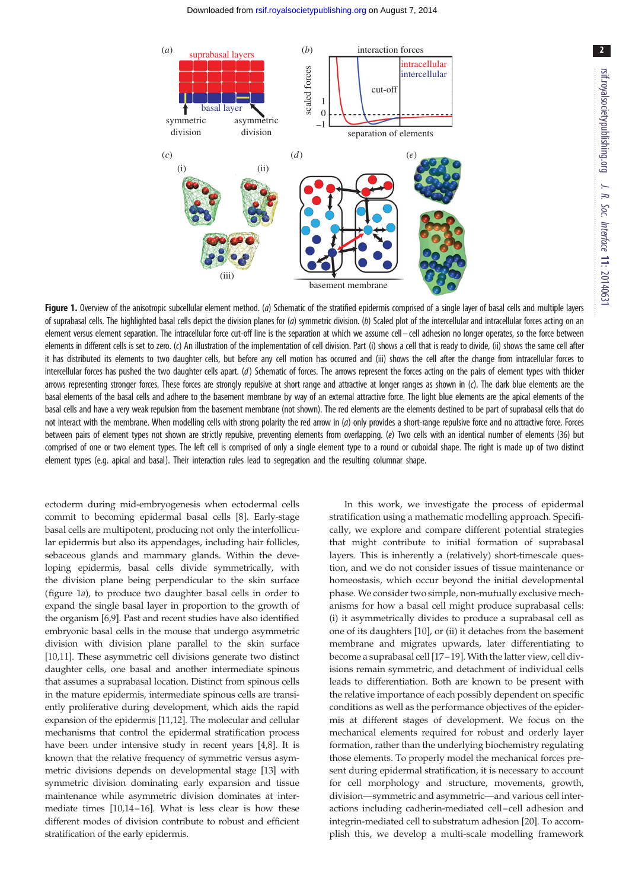(*a*)
suprabasal layers
basal layer
symmetric division
asymmetric division

(*b*)
interaction forces
intracellular
intercellular
cut-off
scaled forces
1
0
−1
separation of elements

(*c*)
(i)
(ii)
(iii)

(*d*)
basement membrane

(*e*)

**Figure 1.** Overview of the anisotropic subcellular element method. (*a*) Schematic of the stratified epidermis comprised of a single layer of basal cells and multiple layers of suprabasal cells. The highlighted basal cells depict the division planes for (*a*) symmetric division. (*b*) Scaled plot of the intercellular and intracellular forces acting on an element versus element separation. The intracellular force cut-off line is the separation at which we assume cell–cell adhesion no longer operates, so the force between elements in different cells is set to zero. (*c*) An illustration of the implementation of cell division. Part (i) shows a cell that is ready to divide, (ii) shows the same cell after it has distributed its elements to two daughter cells, but before any cell motion has occurred and (iii) shows the cell after the change from intracellular forces to intercellular forces has pushed the two daughter cells apart. (*d*) Schematic of forces. The arrows represent the forces acting on the pairs of element types with thicker arrows representing stronger forces. These forces are strongly repulsive at short range and attractive at longer ranges as shown in (*c*). The dark blue elements are the basal elements of the basal cells and adhere to the basement membrane by way of an external attractive force. The light blue elements are the apical elements of the basal cells and have a very weak repulsion from the basement membrane (not shown). The red elements are the elements destined to be part of suprabasal cells that do not interact with the membrane. When modelling cells with strong polarity the red arrow in (*a*) only provides a short-range repulsive force and no attractive force. Forces between pairs of element types not shown are strictly repulsive, preventing elements from overlapping. (*e*) Two cells with an identical number of elements (36) but comprised of one or two element types. The left cell is comprised of only a single element type to a round or cuboidal shape. The right is made up of two distinct element types (e.g. apical and basal). Their interaction rules lead to segregation and the resulting columnar shape.

ectoderm during mid-embryogenesis when ectodermal cells commit to becoming epidermal basal cells [8]. Early-stage basal cells are multipotent, producing not only the interfollicular epidermis but also its appendages, including hair follicles, sebaceous glands and mammary glands. Within the developing epidermis, basal cells divide symmetrically, with the division plane being perpendicular to the skin surface (figure 1*a*), to produce two daughter basal cells in order to expand the single basal layer in proportion to the growth of the organism [6,9]. Past and recent studies have also identified embryonic basal cells in the mouse that undergo asymmetric division with division plane parallel to the skin surface [10,11]. These asymmetric cell divisions generate two distinct daughter cells, one basal and another intermediate spinous cell that assumes a suprabasal location. Distinct from spinous cells in the mature epidermis, intermediate spinous cells are transiently proliferative during development, which aids the rapid expansion of the epidermis [11,12]. The molecular and cellular mechanisms that control the epidermal stratification process have been under intensive study in recent years [4,8]. It is known that the relative frequency of symmetric versus asymmetric divisions depends on developmental stage [13] with symmetric division dominating early expansion and tissue maintenance while asymmetric division dominates at intermediate times [10,14–16]. What is less clear is how these different modes of division contribute to robust and efficient stratification of the early epidermis.

In this work, we investigate the process of epidermal stratification using a mathematic modelling approach. Specifically, we explore and compare different potential strategies that might contribute to initial formation of suprabasal layers. This is inherently a (relatively) short-timescale question, and we do not consider issues of tissue maintenance or homeostasis, which occur beyond the initial developmental phase. We consider two simple, non-mutually exclusive mechanisms for how a basal cell might produce suprabasal cells: (i) it asymmetrically divides to produce a suprabasal cell as one of its daughters [10], or (ii) it detaches from the basement membrane and migrates upwards, later differentiating to become a suprabasal cell [17–19]. With the latter view, cell divisions remain symmetric, and detachment of individual cells leads to differentiation. Both are known to be present with the relative importance of each possibly dependent on specific conditions as well as the performance objectives of the epidermis at different stages of development. We focus on the mechanical elements required for robust and orderly layer formation, rather than the underlying biochemistry regulating those elements. To properly model the mechanical forces present during epidermal stratification, it is necessary to account for cell morphology and structure, movements, growth, division—symmetric and asymmetric—and various cell interactions including cadherin-mediated cell–cell adhesion and integrin-mediated cell to substratum adhesion [20]. To accomplish this, we develop a multi-scale modelling framework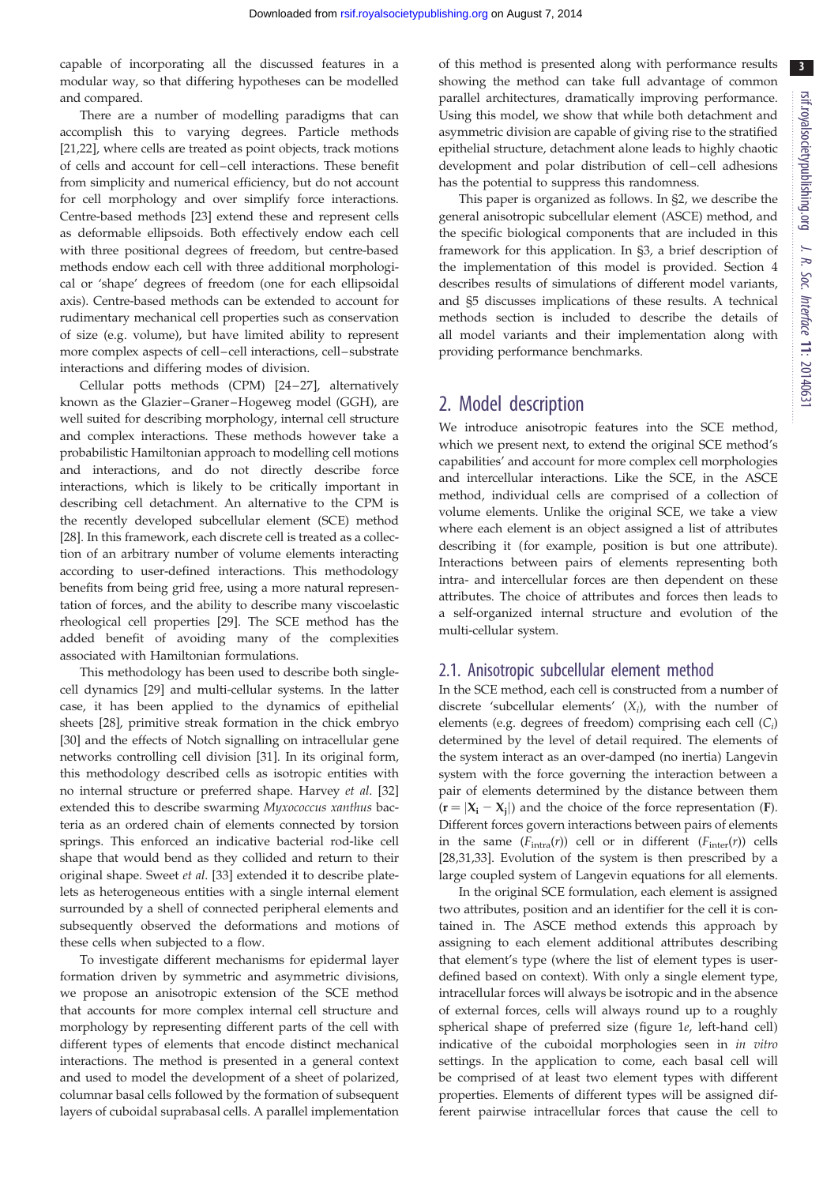capable of incorporating all the discussed features in a modular way, so that differing hypotheses can be modelled and compared.

There are a number of modelling paradigms that can accomplish this to varying degrees. Particle methods [21,22], where cells are treated as point objects, track motions of cells and account for cell–cell interactions. These benefit from simplicity and numerical efficiency, but do not account for cell morphology and over simplify force interactions. Centre-based methods [23] extend these and represent cells as deformable ellipsoids. Both effectively endow each cell with three positional degrees of freedom, but centre-based methods endow each cell with three additional morphological or 'shape' degrees of freedom (one for each ellipsoidal axis). Centre-based methods can be extended to account for rudimentary mechanical cell properties such as conservation of size (e.g. volume), but have limited ability to represent more complex aspects of cell–cell interactions, cell–substrate interactions and differing modes of division.

Cellular potts methods (CPM) [24–27], alternatively known as the Glazier–Graner–Hogeweg model (GGH), are well suited for describing morphology, internal cell structure and complex interactions. These methods however take a probabilistic Hamiltonian approach to modelling cell motions and interactions, and do not directly describe force interactions, which is likely to be critically important in describing cell detachment. An alternative to the CPM is the recently developed subcellular element (SCE) method [28]. In this framework, each discrete cell is treated as a collection of an arbitrary number of volume elements interacting according to user-defined interactions. This methodology benefits from being grid free, using a more natural representation of forces, and the ability to describe many viscoelastic rheological cell properties [29]. The SCE method has the added benefit of avoiding many of the complexities associated with Hamiltonian formulations.

This methodology has been used to describe both single-cell dynamics [29] and multi-cellular systems. In the latter case, it has been applied to the dynamics of epithelial sheets [28], primitive streak formation in the chick embryo [30] and the effects of Notch signalling on intracellular gene networks controlling cell division [31]. In its original form, this methodology described cells as isotropic entities with no internal structure or preferred shape. Harvey *et al.* [32] extended this to describe swarming *Myxococcus xanthus* bacteria as an ordered chain of elements connected by torsion springs. This enforced an indicative bacterial rod-like cell shape that would bend as they collided and return to their original shape. Sweet *et al.* [33] extended it to describe platelets as heterogeneous entities with a single internal element surrounded by a shell of connected peripheral elements and subsequently observed the deformations and motions of these cells when subjected to a flow.

To investigate different mechanisms for epidermal layer formation driven by symmetric and asymmetric divisions, we propose an anisotropic extension of the SCE method that accounts for more complex internal cell structure and morphology by representing different parts of the cell with different types of elements that encode distinct mechanical interactions. The method is presented in a general context and used to model the development of a sheet of polarized, columnar basal cells followed by the formation of subsequent layers of cuboidal suprabasal cells. A parallel implementation of this method is presented along with performance results showing the method can take full advantage of common parallel architectures, dramatically improving performance. Using this model, we show that while both detachment and asymmetric division are capable of giving rise to the stratified epithelial structure, detachment alone leads to highly chaotic development and polar distribution of cell–cell adhesions has the potential to suppress this randomness.

This paper is organized as follows. In §2, we describe the general anisotropic subcellular element (ASCE) method, and the specific biological components that are included in this framework for this application. In §3, a brief description of the implementation of this model is provided. Section 4 describes results of simulations of different model variants, and §5 discusses implications of these results. A technical methods section is included to describe the details of all model variants and their implementation along with providing performance benchmarks.

## 2. Model description

We introduce anisotropic features into the SCE method, which we present next, to extend the original SCE method's capabilities' and account for more complex cell morphologies and intercellular interactions. Like the SCE, in the ASCE method, individual cells are comprised of a collection of volume elements. Unlike the original SCE, we take a view where each element is an object assigned a list of attributes describing it (for example, position is but one attribute). Interactions between pairs of elements representing both intra- and intercellular forces are then dependent on these attributes. The choice of attributes and forces then leads to a self-organized internal structure and evolution of the multi-cellular system.

### 2.1. Anisotropic subcellular element method

In the SCE method, each cell is constructed from a number of discrete 'subcellular elements' ($X_i$), with the number of elements (e.g. degrees of freedom) comprising each cell ($C_i$) determined by the level of detail required. The elements of the system interact as an over-damped (no inertia) Langevin system with the force governing the interaction between a pair of elements determined by the distance between them ($\mathbf{r} = |\mathbf{X_i} - \mathbf{X_j}|$) and the choice of the force representation ($\mathbf{F}$). Different forces govern interactions between pairs of elements in the same ($F_{\text{intra}}(r)$) cell or in different ($F_{\text{inter}}(r)$) cells [28,31,33]. Evolution of the system is then prescribed by a large coupled system of Langevin equations for all elements.

In the original SCE formulation, each element is assigned two attributes, position and an identifier for the cell it is contained in. The ASCE method extends this approach by assigning to each element additional attributes describing that element's type (where the list of element types is user-defined based on context). With only a single element type, intracellular forces will always be isotropic and in the absence of external forces, cells will always round up to a roughly spherical shape of preferred size (figure 1*e*, left-hand cell) indicative of the cuboidal morphologies seen in *in vitro* settings. In the application to come, each basal cell will be comprised of at least two element types with different properties. Elements of different types will be assigned different pairwise intracellular forces that cause the cell to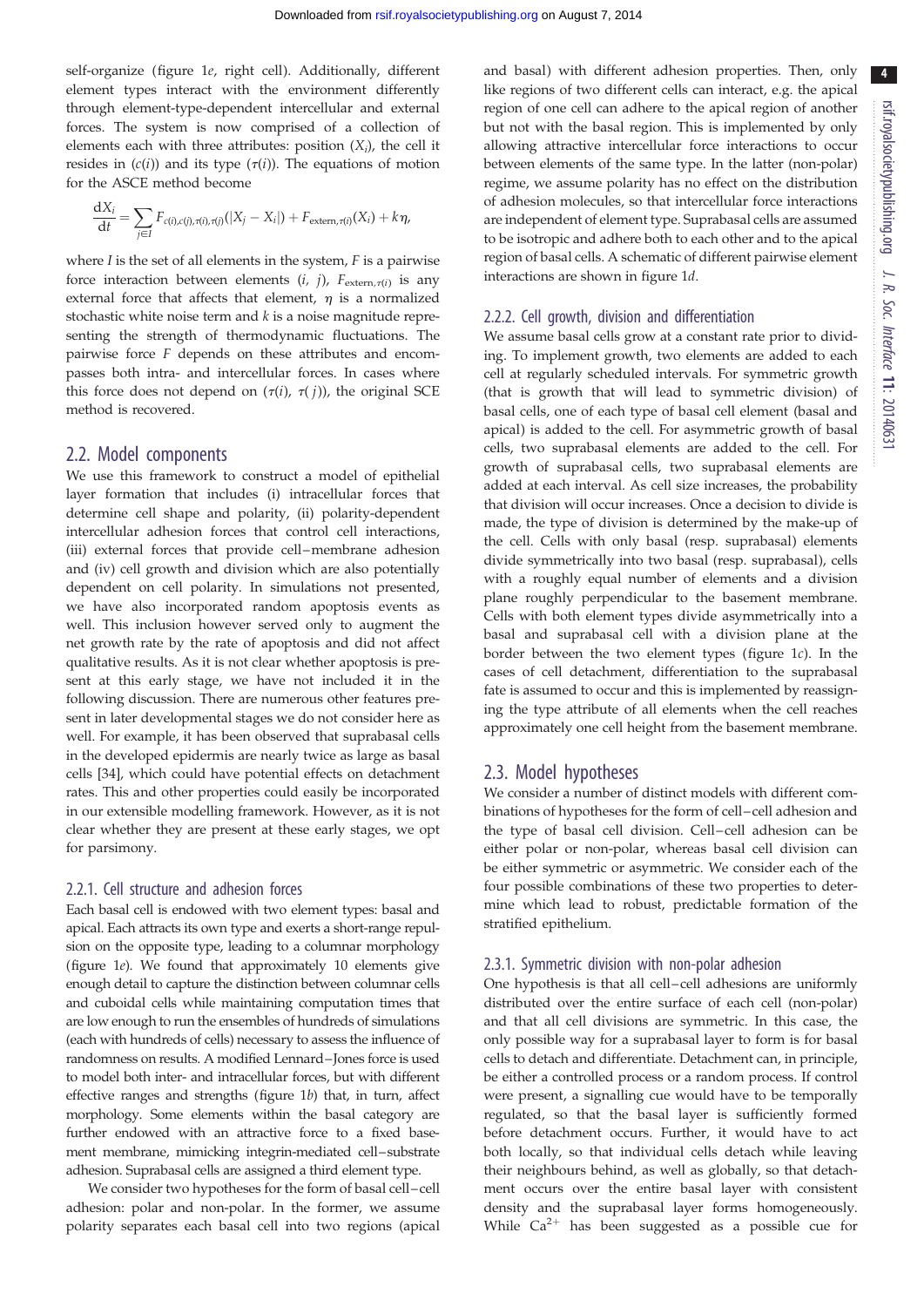self-organize (figure 1*e*, right cell). Additionally, different element types interact with the environment differently through element-type-dependent intercellular and external forces. The system is now comprised of a collection of elements each with three attributes: position ($X_i$), the cell it resides in ($c(i)$) and its type ($\tau(i)$). The equations of motion for the ASCE method become

$$\frac{\mathrm{d}X_i}{\mathrm{d}t} = \sum_{j \in I} F_{c(i),c(j),\tau(i),\tau(j)}(|X_j - X_i|) + F_{\mathrm{extern},\tau(i)}(X_i) + k\eta,$$

where $I$ is the set of all elements in the system, $F$ is a pairwise force interaction between elements ($i$, $j$), $F_{\mathrm{extern},\tau(i)}$ is any external force that affects that element, $\eta$ is a normalized stochastic white noise term and $k$ is a noise magnitude representing the strength of thermodynamic fluctuations. The pairwise force $F$ depends on these attributes and encompasses both intra- and intercellular forces. In cases where this force does not depend on ($\tau(i)$, $\tau(j)$), the original SCE method is recovered.

## 2.2. Model components

We use this framework to construct a model of epithelial layer formation that includes (i) intracellular forces that determine cell shape and polarity, (ii) polarity-dependent intercellular adhesion forces that control cell interactions, (iii) external forces that provide cell–membrane adhesion and (iv) cell growth and division which are also potentially dependent on cell polarity. In simulations not presented, we have also incorporated random apoptosis events as well. This inclusion however served only to augment the net growth rate by the rate of apoptosis and did not affect qualitative results. As it is not clear whether apoptosis is present at this early stage, we have not included it in the following discussion. There are numerous other features present in later developmental stages we do not consider here as well. For example, it has been observed that suprabasal cells in the developed epidermis are nearly twice as large as basal cells [34], which could have potential effects on detachment rates. This and other properties could easily be incorporated in our extensible modelling framework. However, as it is not clear whether they are present at these early stages, we opt for parsimony.

### 2.2.1. Cell structure and adhesion forces

Each basal cell is endowed with two element types: basal and apical. Each attracts its own type and exerts a short-range repulsion on the opposite type, leading to a columnar morphology (figure 1*e*). We found that approximately 10 elements give enough detail to capture the distinction between columnar cells and cuboidal cells while maintaining computation times that are low enough to run the ensembles of hundreds of simulations (each with hundreds of cells) necessary to assess the influence of randomness on results. A modified Lennard–Jones force is used to model both inter- and intracellular forces, but with different effective ranges and strengths (figure 1*b*) that, in turn, affect morphology. Some elements within the basal category are further endowed with an attractive force to a fixed basement membrane, mimicking integrin-mediated cell–substrate adhesion. Suprabasal cells are assigned a third element type.

We consider two hypotheses for the form of basal cell–cell adhesion: polar and non-polar. In the former, we assume polarity separates each basal cell into two regions (apical and basal) with different adhesion properties. Then, only like regions of two different cells can interact, e.g. the apical region of one cell can adhere to the apical region of another but not with the basal region. This is implemented by only allowing attractive intercellular force interactions to occur between elements of the same type. In the latter (non-polar) regime, we assume polarity has no effect on the distribution of adhesion molecules, so that intercellular force interactions are independent of element type. Suprabasal cells are assumed to be isotropic and adhere both to each other and to the apical region of basal cells. A schematic of different pairwise element interactions are shown in figure 1*d*.

### 2.2.2. Cell growth, division and differentiation

We assume basal cells grow at a constant rate prior to dividing. To implement growth, two elements are added to each cell at regularly scheduled intervals. For symmetric growth (that is growth that will lead to symmetric division) of basal cells, one of each type of basal cell element (basal and apical) is added to the cell. For asymmetric growth of basal cells, two suprabasal elements are added to the cell. For growth of suprabasal cells, two suprabasal elements are added at each interval. As cell size increases, the probability that division will occur increases. Once a decision to divide is made, the type of division is determined by the make-up of the cell. Cells with only basal (resp. suprabasal) elements divide symmetrically into two basal (resp. suprabasal), cells with a roughly equal number of elements and a division plane roughly perpendicular to the basement membrane. Cells with both element types divide asymmetrically into a basal and suprabasal cell with a division plane at the border between the two element types (figure 1*c*). In the cases of cell detachment, differentiation to the suprabasal fate is assumed to occur and this is implemented by reassigning the type attribute of all elements when the cell reaches approximately one cell height from the basement membrane.

## 2.3. Model hypotheses

We consider a number of distinct models with different combinations of hypotheses for the form of cell–cell adhesion and the type of basal cell division. Cell–cell adhesion can be either polar or non-polar, whereas basal cell division can be either symmetric or asymmetric. We consider each of the four possible combinations of these two properties to determine which lead to robust, predictable formation of the stratified epithelium.

### 2.3.1. Symmetric division with non-polar adhesion

One hypothesis is that all cell–cell adhesions are uniformly distributed over the entire surface of each cell (non-polar) and that all cell divisions are symmetric. In this case, the only possible way for a suprabasal layer to form is for basal cells to detach and differentiate. Detachment can, in principle, be either a controlled process or a random process. If control were present, a signalling cue would have to be temporally regulated, so that the basal layer is sufficiently formed before detachment occurs. Further, it would have to act both locally, so that individual cells detach while leaving their neighbours behind, as well as globally, so that detachment occurs over the entire basal layer with consistent density and the suprabasal layer forms homogeneously. While $Ca^{2+}$ has been suggested as a possible cue for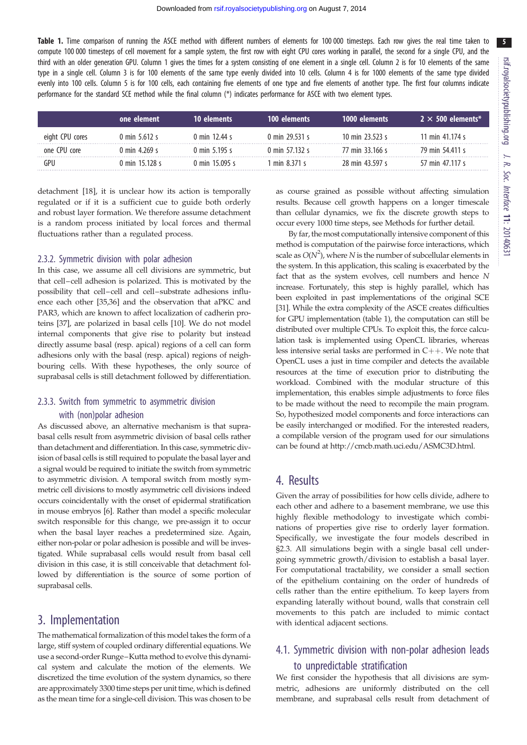**Table 1.** Time comparison of running the ASCE method with different numbers of elements for 100 000 timesteps. Each row gives the real time taken to compute 100 000 timesteps of cell movement for a sample system, the first row with eight CPU cores working in parallel, the second for a single CPU, and the third with an older generation GPU. Column 1 gives the times for a system consisting of one element in a single cell. Column 2 is for 10 elements of the same type in a single cell. Column 3 is for 100 elements of the same type evenly divided into 10 cells. Column 4 is for 1000 elements of the same type divided evenly into 100 cells. Column 5 is for 100 cells, each containing five elements of one type and five elements of another type. The first four columns indicate performance for the standard SCE method while the final column (*) indicates performance for ASCE with two element types.

| | one element | 10 elements | 100 elements | 1000 elements | 2 × 500 elements* |
|---|---|---|---|---|---|
| eight CPU cores | 0 min 5.612 s | 0 min 12.44 s | 0 min 29.531 s | 10 min 23.523 s | 11 min 41.174 s |
| one CPU core | 0 min 4.269 s | 0 min 5.195 s | 0 min 57.132 s | 77 min 33.166 s | 79 min 54.411 s |
| GPU | 0 min 15.128 s | 0 min 15.095 s | 1 min 8.371 s | 28 min 43.597 s | 57 min 47.117 s |

detachment [18], it is unclear how its action is temporally regulated or if it is a sufficient cue to guide both orderly and robust layer formation. We therefore assume detachment is a random process initiated by local forces and thermal fluctuations rather than a regulated process.

### 2.3.2. Symmetric division with polar adhesion

In this case, we assume all cell divisions are symmetric, but that cell–cell adhesion is polarized. This is motivated by the possibility that cell–cell and cell–substrate adhesions influence each other [35,36] and the observation that aPKC and PAR3, which are known to affect localization of cadherin proteins [37], are polarized in basal cells [10]. We do not model internal components that give rise to polarity but instead directly assume basal (resp. apical) regions of a cell can form adhesions only with the basal (resp. apical) regions of neighbouring cells. With these hypotheses, the only source of suprabasal cells is still detachment followed by differentiation.

### 2.3.3. Switch from symmetric to asymmetric division with (non)polar adhesion

As discussed above, an alternative mechanism is that suprabasal cells result from asymmetric division of basal cells rather than detachment and differentiation. In this case, symmetric division of basal cells is still required to populate the basal layer and a signal would be required to initiate the switch from symmetric to asymmetric division. A temporal switch from mostly symmetric cell divisions to mostly asymmetric cell divisions indeed occurs coincidentally with the onset of epidermal stratification in mouse embryos [6]. Rather than model a specific molecular switch responsible for this change, we pre-assign it to occur when the basal layer reaches a predetermined size. Again, either non-polar or polar adhesion is possible and will be investigated. While suprabasal cells would result from basal cell division in this case, it is still conceivable that detachment followed by differentiation is the source of some portion of suprabasal cells.

## 3. Implementation

The mathematical formalization of this model takes the form of a large, stiff system of coupled ordinary differential equations. We use a second-order Runge–Kutta method to evolve this dynamical system and calculate the motion of the elements. We discretized the time evolution of the system dynamics, so there are approximately 3300 time steps per unit time, which is defined as the mean time for a single-cell division. This was chosen to be as course grained as possible without affecting simulation results. Because cell growth happens on a longer timescale than cellular dynamics, we fix the discrete growth steps to occur every 1000 time steps, see Methods for further detail.

By far, the most computationally intensive component of this method is computation of the pairwise force interactions, which scale as $O(N^2)$, where $N$ is the number of subcellular elements in the system. In this application, this scaling is exacerbated by the fact that as the system evolves, cell numbers and hence $N$ increase. Fortunately, this step is highly parallel, which has been exploited in past implementations of the original SCE [31]. While the extra complexity of the ASCE creates difficulties for GPU implementation (table 1), the computation can still be distributed over multiple CPUs. To exploit this, the force calculation task is implemented using OpenCL libraries, whereas less intensive serial tasks are performed in C++. We note that OpenCL uses a just in time compiler and detects the available resources at the time of execution prior to distributing the workload. Combined with the modular structure of this implementation, this enables simple adjustments to force files to be made without the need to recompile the main program. So, hypothesized model components and force interactions can be easily interchanged or modified. For the interested readers, a compilable version of the program used for our simulations can be found at http://cmcb.math.uci.edu/ASMC3D.html.

## 4. Results

Given the array of possibilities for how cells divide, adhere to each other and adhere to a basement membrane, we use this highly flexible methodology to investigate which combinations of properties give rise to orderly layer formation. Specifically, we investigate the four models described in §2.3. All simulations begin with a single basal cell undergoing symmetric growth/division to establish a basal layer. For computational tractability, we consider a small section of the epithelium containing on the order of hundreds of cells rather than the entire epithelium. To keep layers from expanding laterally without bound, walls that constrain cell movements to this patch are included to mimic contact with identical adjacent sections.

### 4.1. Symmetric division with non-polar adhesion leads to unpredictable stratification

We first consider the hypothesis that all divisions are symmetric, adhesions are uniformly distributed on the cell membrane, and suprabasal cells result from detachment of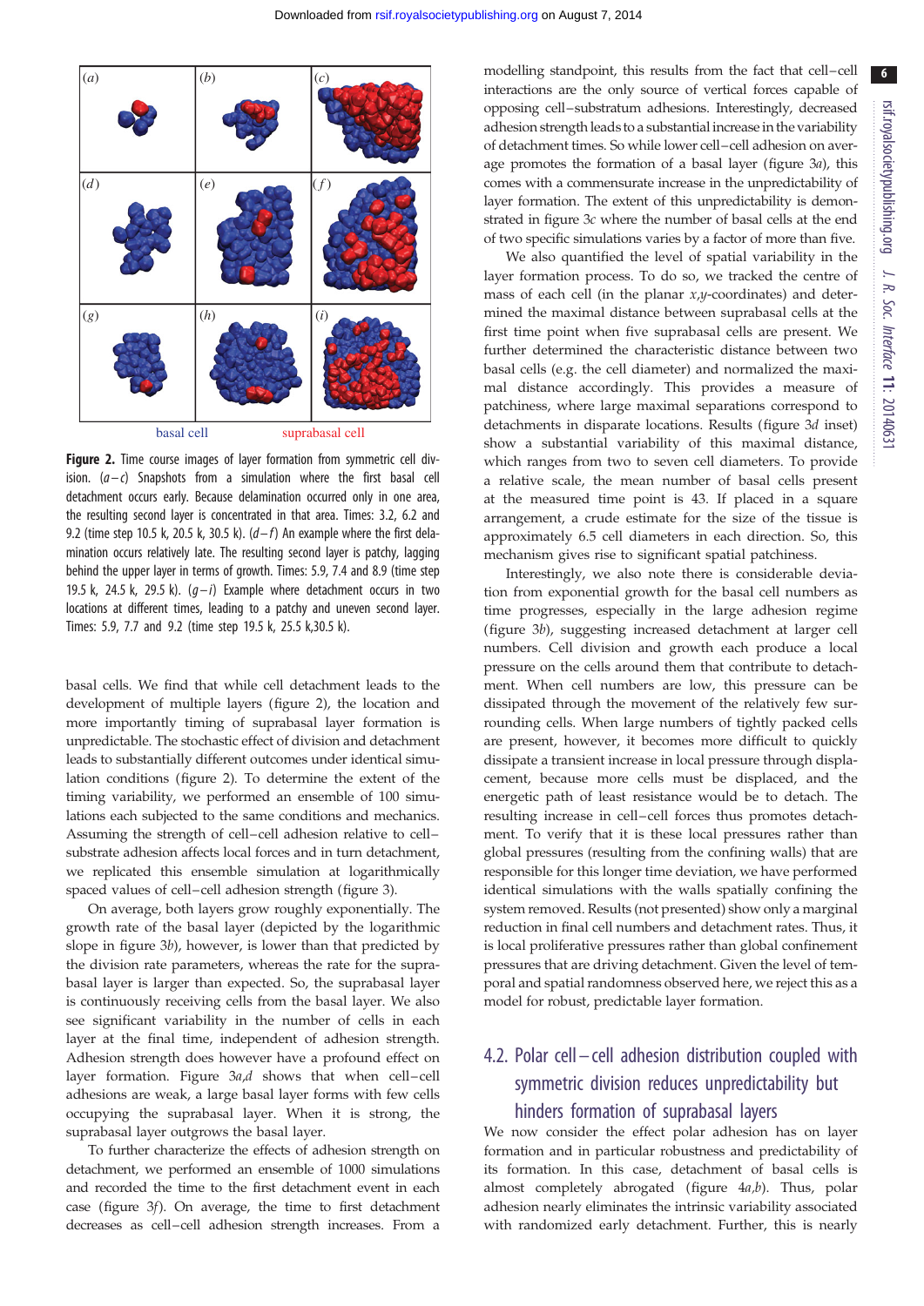(a) (b) (c)

(d) (e) (f)

(g) (h) (i)

basal cell suprabasal cell

**Figure 2.** Time course images of layer formation from symmetric cell division. (*a–c*) Snapshots from a simulation where the first basal cell detachment occurs early. Because delamination occurred only in one area, the resulting second layer is concentrated in that area. Times: 3.2, 6.2 and 9.2 (time step 10.5 k, 20.5 k, 30.5 k). (*d–f*) An example where the first delamination occurs relatively late. The resulting second layer is patchy, lagging behind the upper layer in terms of growth. Times: 5.9, 7.4 and 8.9 (time step 19.5 k, 24.5 k, 29.5 k). (*g–i*) Example where detachment occurs in two locations at different times, leading to a patchy and uneven second layer. Times: 5.9, 7.7 and 9.2 (time step 19.5 k, 25.5 k,30.5 k).

basal cells. We find that while cell detachment leads to the development of multiple layers (figure 2), the location and more importantly timing of suprabasal layer formation is unpredictable. The stochastic effect of division and detachment leads to substantially different outcomes under identical simulation conditions (figure 2). To determine the extent of the timing variability, we performed an ensemble of 100 simulations each subjected to the same conditions and mechanics. Assuming the strength of cell–cell adhesion relative to cell–substrate adhesion affects local forces and in turn detachment, we replicated this ensemble simulation at logarithmically spaced values of cell–cell adhesion strength (figure 3).

On average, both layers grow roughly exponentially. The growth rate of the basal layer (depicted by the logarithmic slope in figure 3*b*), however, is lower than that predicted by the division rate parameters, whereas the rate for the suprabasal layer is larger than expected. So, the suprabasal layer is continuously receiving cells from the basal layer. We also see significant variability in the number of cells in each layer at the final time, independent of adhesion strength. Adhesion strength does however have a profound effect on layer formation. Figure 3*a*,*d* shows that when cell–cell adhesions are weak, a large basal layer forms with few cells occupying the suprabasal layer. When it is strong, the suprabasal layer outgrows the basal layer.

To further characterize the effects of adhesion strength on detachment, we performed an ensemble of 1000 simulations and recorded the time to the first detachment event in each case (figure 3*f*). On average, the time to first detachment decreases as cell–cell adhesion strength increases. From a modelling standpoint, this results from the fact that cell–cell interactions are the only source of vertical forces capable of opposing cell–substratum adhesions. Interestingly, decreased adhesion strength leads to a substantial increase in the variability of detachment times. So while lower cell–cell adhesion on average promotes the formation of a basal layer (figure 3*a*), this comes with a commensurate increase in the unpredictability of layer formation. The extent of this unpredictability is demonstrated in figure 3*c* where the number of basal cells at the end of two specific simulations varies by a factor of more than five.

We also quantified the level of spatial variability in the layer formation process. To do so, we tracked the centre of mass of each cell (in the planar *x*,*y*-coordinates) and determined the maximal distance between suprabasal cells at the first time point when five suprabasal cells are present. We further determined the characteristic distance between two basal cells (e.g. the cell diameter) and normalized the maximal distance accordingly. This provides a measure of patchiness, where large maximal separations correspond to detachments in disparate locations. Results (figure 3*d* inset) show a substantial variability of this maximal distance, which ranges from two to seven cell diameters. To provide a relative scale, the mean number of basal cells present at the measured time point is 43. If placed in a square arrangement, a crude estimate for the size of the tissue is approximately 6.5 cell diameters in each direction. So, this mechanism gives rise to significant spatial patchiness.

Interestingly, we also note there is considerable deviation from exponential growth for the basal cell numbers as time progresses, especially in the large adhesion regime (figure 3*b*), suggesting increased detachment at larger cell numbers. Cell division and growth each produce a local pressure on the cells around them that contribute to detachment. When cell numbers are low, this pressure can be dissipated through the movement of the relatively few surrounding cells. When large numbers of tightly packed cells are present, however, it becomes more difficult to quickly dissipate a transient increase in local pressure through displacement, because more cells must be displaced, and the energetic path of least resistance would be to detach. The resulting increase in cell–cell forces thus promotes detachment. To verify that it is these local pressures rather than global pressures (resulting from the confining walls) that are responsible for this longer time deviation, we have performed identical simulations with the walls spatially confining the system removed. Results (not presented) show only a marginal reduction in final cell numbers and detachment rates. Thus, it is local proliferative pressures rather than global confinement pressures that are driving detachment. Given the level of temporal and spatial randomness observed here, we reject this as a model for robust, predictable layer formation.

## 4.2. Polar cell–cell adhesion distribution coupled with symmetric division reduces unpredictability but hinders formation of suprabasal layers

We now consider the effect polar adhesion has on layer formation and in particular robustness and predictability of its formation. In this case, detachment of basal cells is almost completely abrogated (figure 4*a*,*b*). Thus, polar adhesion nearly eliminates the intrinsic variability associated with randomized early detachment. Further, this is nearly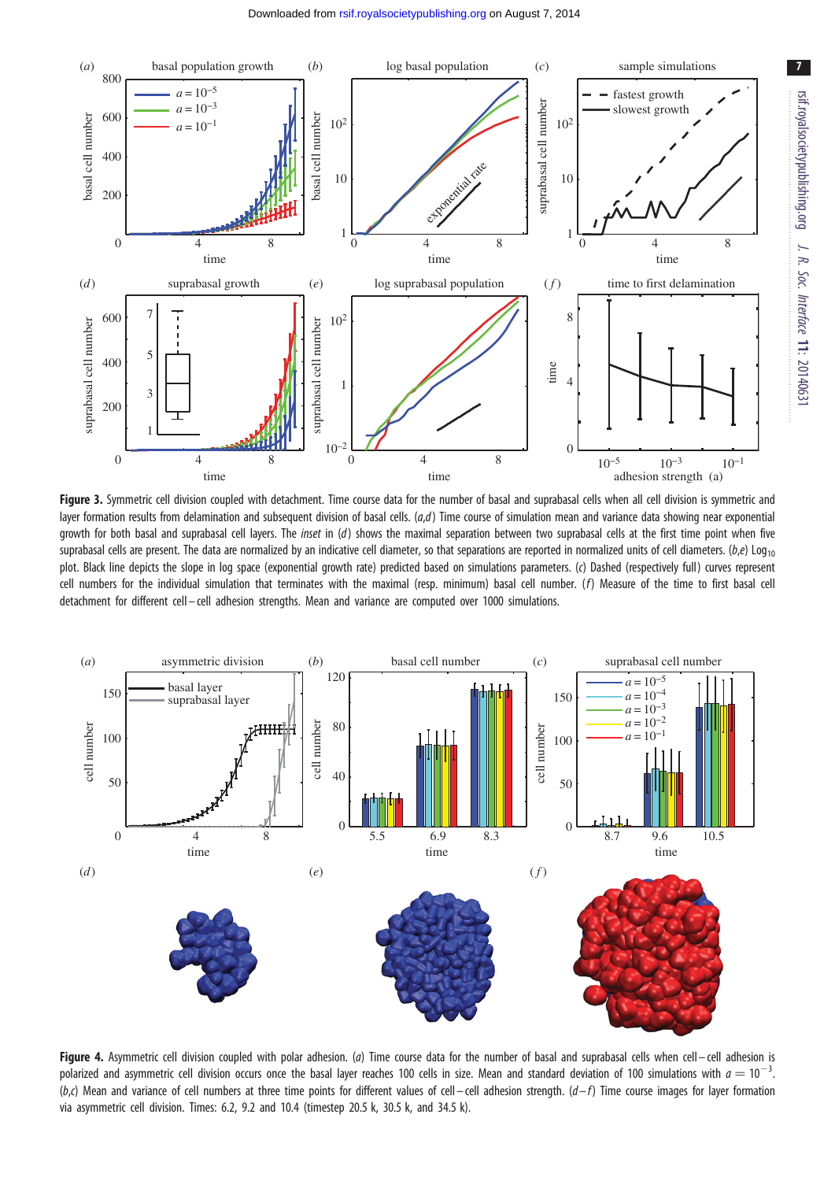**Figure 3.** Symmetric cell division coupled with detachment. Time course data for the number of basal and suprabasal cells when all cell division is symmetric and layer formation results from delamination and subsequent division of basal cells. (*a*,*d*) Time course of simulation mean and variance data showing near exponential growth for both basal and suprabasal cell layers. The *inset* in (*d*) shows the maximal separation between two suprabasal cells at the first time point when five suprabasal cells are present. The data are normalized by an indicative cell diameter, so that separations are reported in normalized units of cell diameters. (*b*,*e*) $\text{Log}_{10}$ plot. Black line depicts the slope in log space (exponential growth rate) predicted based on simulations parameters. (*c*) Dashed (respectively full) curves represent cell numbers for the individual simulation that terminates with the maximal (resp. minimum) basal cell number. (*f*) Measure of the time to first basal cell detachment for different cell–cell adhesion strengths. Mean and variance are computed over 1000 simulations.

**Figure 4.** Asymmetric cell division coupled with polar adhesion. (*a*) Time course data for the number of basal and suprabasal cells when cell–cell adhesion is polarized and asymmetric cell division occurs once the basal layer reaches 100 cells in size. Mean and standard deviation of 100 simulations with $a = 10^{-3}$. (*b*,*c*) Mean and variance of cell numbers at three time points for different values of cell–cell adhesion strength. (*d*–*f*) Time course images for layer formation via asymmetric cell division. Times: 6.2, 9.2 and 10.4 (timestep 20.5 k, 30.5 k, and 34.5 k).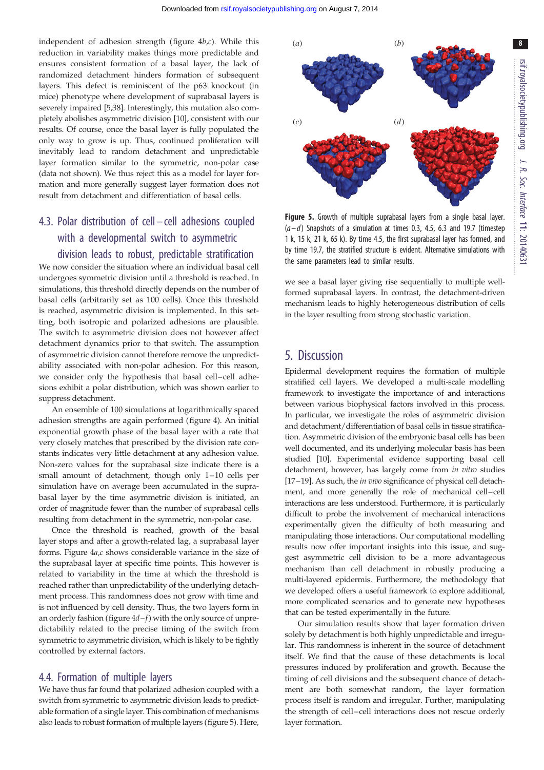independent of adhesion strength (figure 4*b*,*c*). While this reduction in variability makes things more predictable and ensures consistent formation of a basal layer, the lack of randomized detachment hinders formation of subsequent layers. This defect is reminiscent of the p63 knockout (in mice) phenotype where development of suprabasal layers is severely impaired [5,38]. Interestingly, this mutation also completely abolishes asymmetric division [10], consistent with our results. Of course, once the basal layer is fully populated the only way to grow is up. Thus, continued proliferation will inevitably lead to random detachment and unpredictable layer formation similar to the symmetric, non-polar case (data not shown). We thus reject this as a model for layer formation and more generally suggest layer formation does not result from detachment and differentiation of basal cells.

## 4.3. Polar distribution of cell–cell adhesions coupled with a developmental switch to asymmetric division leads to robust, predictable stratification

We now consider the situation where an individual basal cell undergoes symmetric division until a threshold is reached. In simulations, this threshold directly depends on the number of basal cells (arbitrarily set as 100 cells). Once this threshold is reached, asymmetric division is implemented. In this setting, both isotropic and polarized adhesions are plausible. The switch to asymmetric division does not however affect detachment dynamics prior to that switch. The assumption of asymmetric division cannot therefore remove the unpredictability associated with non-polar adhesion. For this reason, we consider only the hypothesis that basal cell–cell adhesions exhibit a polar distribution, which was shown earlier to suppress detachment.

An ensemble of 100 simulations at logarithmically spaced adhesion strengths are again performed (figure 4). An initial exponential growth phase of the basal layer with a rate that very closely matches that prescribed by the division rate constants indicates very little detachment at any adhesion value. Non-zero values for the suprabasal size indicate there is a small amount of detachment, though only 1–10 cells per simulation have on average been accumulated in the suprabasal layer by the time asymmetric division is initiated, an order of magnitude fewer than the number of suprabasal cells resulting from detachment in the symmetric, non-polar case.

Once the threshold is reached, growth of the basal layer stops and after a growth-related lag, a suprabasal layer forms. Figure 4*a*,*c* shows considerable variance in the size of the suprabasal layer at specific time points. This however is related to variability in the time at which the threshold is reached rather than unpredictability of the underlying detachment process. This randomness does not grow with time and is not influenced by cell density. Thus, the two layers form in an orderly fashion (figure 4*d*–*f*) with the only source of unpredictability related to the precise timing of the switch from symmetric to asymmetric division, which is likely to be tightly controlled by external factors.

## 4.4. Formation of multiple layers

We have thus far found that polarized adhesion coupled with a switch from symmetric to asymmetric division leads to predictable formation of a single layer. This combination of mechanisms also leads to robust formation of multiple layers (figure 5). Here, we see a basal layer giving rise sequentially to multiple well-formed suprabasal layers. In contrast, the detachment-driven mechanism leads to highly heterogeneous distribution of cells in the layer resulting from strong stochastic variation.

**Figure 5.** Growth of multiple suprabasal layers from a single basal layer. (*a*–*d*) Snapshots of a simulation at times 0.3, 4.5, 6.3 and 19.7 (timestep 1 k, 15 k, 21 k, 65 k). By time 4.5, the first suprabasal layer has formed, and by time 19.7, the stratified structure is evident. Alternative simulations with the same parameters lead to similar results.

# 5. Discussion

Epidermal development requires the formation of multiple stratified cell layers. We developed a multi-scale modelling framework to investigate the importance of and interactions between various biophysical factors involved in this process. In particular, we investigate the roles of asymmetric division and detachment/differentiation of basal cells in tissue stratification. Asymmetric division of the embryonic basal cells has been well documented, and its underlying molecular basis has been studied [10]. Experimental evidence supporting basal cell detachment, however, has largely come from *in vitro* studies [17–19]. As such, the *in vivo* significance of physical cell detachment, and more generally the role of mechanical cell–cell interactions are less understood. Furthermore, it is particularly difficult to probe the involvement of mechanical interactions experimentally given the difficulty of both measuring and manipulating those interactions. Our computational modelling results now offer important insights into this issue, and suggest asymmetric cell division to be a more advantageous mechanism than cell detachment in robustly producing a multi-layered epidermis. Furthermore, the methodology that we developed offers a useful framework to explore additional, more complicated scenarios and to generate new hypotheses that can be tested experimentally in the future.

Our simulation results show that layer formation driven solely by detachment is both highly unpredictable and irregular. This randomness is inherent in the source of detachment itself. We find that the cause of these detachments is local pressures induced by proliferation and growth. Because the timing of cell divisions and the subsequent chance of detachment are both somewhat random, the layer formation process itself is random and irregular. Further, manipulating the strength of cell–cell interactions does not rescue orderly layer formation.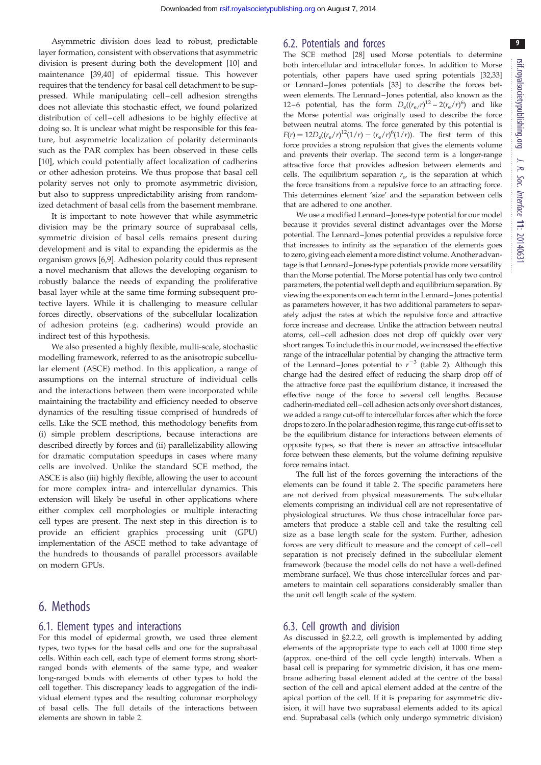Asymmetric division does lead to robust, predictable layer formation, consistent with observations that asymmetric division is present during both the development [10] and maintenance [39,40] of epidermal tissue. This however requires that the tendency for basal cell detachment to be suppressed. While manipulating cell–cell adhesion strengths does not alleviate this stochastic effect, we found polarized distribution of cell–cell adhesions to be highly effective at doing so. It is unclear what might be responsible for this feature, but asymmetric localization of polarity determinants such as the PAR complex has been observed in these cells [10], which could potentially affect localization of cadherins or other adhesion proteins. We thus propose that basal cell polarity serves not only to promote asymmetric division, but also to suppress unpredictability arising from randomized detachment of basal cells from the basement membrane.

It is important to note however that while asymmetric division may be the primary source of suprabasal cells, symmetric division of basal cells remains present during development and is vital to expanding the epidermis as the organism grows [6,9]. Basal cell polarity could thus represent a novel mechanism that allows the developing organism to robustly balance the needs of expanding the proliferative basal layer while at the same time forming subsequent protective layers. While it is challenging to measure cellular forces directly, observations of the subcellular localization of adhesion proteins (e.g. cadherins) would provide an indirect test of this hypothesis.

We also presented a highly flexible, multi-scale, stochastic modelling framework, referred to as the anisotropic subcellular element (ASCE) method. In this application, a range of assumptions on the internal structure of individual cells and the interactions between them were incorporated while maintaining the tractability and efficiency needed to observe dynamics of the resulting tissue comprised of hundreds of cells. Like the SCE method, this methodology benefits from (i) simple problem descriptions, because interactions are described directly by forces and (ii) parallelizability allowing for dramatic computation speedups in cases where many cells are involved. Unlike the standard SCE method, the ASCE is also (iii) highly flexible, allowing the user to account for more complex intra- and intercellular dynamics. This extension will likely be useful in other applications where either complex cell morphologies or multiple interacting cell types are present. The next step in this direction is to provide an efficient graphics processing unit (GPU) implementation of the ASCE method to take advantage of the hundreds to thousands of parallel processors available on modern GPUs.

# 6. Methods

## 6.1. Element types and interactions

For this model of epidermal growth, we used three element types, two types for the basal cells and one for the suprabasal cells. Within each cell, each type of element forms strong short-ranged bonds with elements of the same type, and weaker long-ranged bonds with elements of other types to hold the cell together. This discrepancy leads to aggregation of the individual element types and the resulting columnar morphology of basal cells. The full details of the interactions between elements are shown in table 2.

## 6.2. Potentials and forces

The SCE method [28] used Morse potentials to determine both intercellular and intracellular forces. In addition to Morse potentials, other papers have used spring potentials [32,33] or Lennard–Jones potentials [33] to describe the forces between elements. The Lennard–Jones potential, also known as the 12–6 potential, has the form $D_e((r_e/r)^{12} - 2(r_e/r)^6)$ and like the Morse potential was originally used to describe the force between neutral atoms. The force generated by this potential is $F(r) = 12D_e((r_e/r)^{12}(1/r) - (r_e/r)^6(1/r))$. The first term of this force provides a strong repulsion that gives the elements volume and prevents their overlap. The second term is a longer-range attractive force that provides adhesion between elements and cells. The equilibrium separation $r_e$, is the separation at which the force transitions from a repulsive force to an attracting force. This determines element 'size' and the separation between cells that are adhered to one another.

We use a modified Lennard–Jones-type potential for our model because it provides several distinct advantages over the Morse potential. The Lennard–Jones potential provides a repulsive force that increases to infinity as the separation of the elements goes to zero, giving each element a more distinct volume. Another advantage is that Lennard–Jones-type potentials provide more versatility than the Morse potential. The Morse potential has only two control parameters, the potential well depth and equilibrium separation. By viewing the exponents on each term in the Lennard–Jones potential as parameters however, it has two additional parameters to separately adjust the rates at which the repulsive force and attractive force increase and decrease. Unlike the attraction between neutral atoms, cell–cell adhesion does not drop off quickly over very short ranges. To include this in our model, we increased the effective range of the intracellular potential by changing the attractive term of the Lennard–Jones potential to $r^{-3}$ (table 2). Although this change had the desired effect of reducing the sharp drop off of the attractive force past the equilibrium distance, it increased the effective range of the force to several cell lengths. Because cadherin-mediated cell–cell adhesion acts only over short distances, we added a range cut-off to intercellular forces after which the force drops to zero. In the polar adhesion regime, this range cut-off is set to be the equilibrium distance for interactions between elements of opposite types, so that there is never an attractive intracellular force between these elements, but the volume defining repulsive force remains intact.

The full list of the forces governing the interactions of the elements can be found it table 2. The specific parameters here are not derived from physical measurements. The subcellular elements comprising an individual cell are not representative of physiological structures. We thus chose intracellular force parameters that produce a stable cell and take the resulting cell size as a base length scale for the system. Further, adhesion forces are very difficult to measure and the concept of cell–cell separation is not precisely defined in the subcellular element framework (because the model cells do not have a well-defined membrane surface). We thus chose intercellular forces and parameters to maintain cell separations considerably smaller than the unit cell length scale of the system.

## 6.3. Cell growth and division

As discussed in §2.2.2, cell growth is implemented by adding elements of the appropriate type to each cell at 1000 time step (approx. one-third of the cell cycle length) intervals. When a basal cell is preparing for symmetric division, it has one membrane adhering basal element added at the centre of the basal section of the cell and apical element added at the centre of the apical portion of the cell. If it is preparing for asymmetric division, it will have two suprabasal elements added to its apical end. Suprabasal cells (which only undergo symmetric division)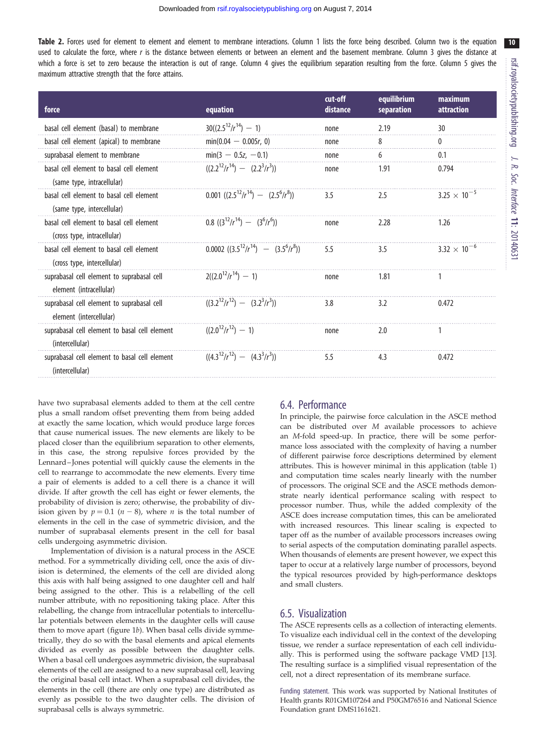**Table 2.** Forces used for element to element and element to membrane interactions. Column 1 lists the force being described. Column two is the equation used to calculate the force, where $r$ is the distance between elements or between an element and the basement membrane. Column 3 gives the distance at which a force is set to zero because the interaction is out of range. Column 4 gives the equilibrium separation resulting from the force. Column 5 gives the maximum attractive strength that the force attains.

| force | equation | cut-off distance | equilibrium separation | maximum attraction |
|---|---|---|---|---|
| basal cell element (basal) to membrane | $30((2.5^{12}/r^{14}) - 1)$ | none | 2.19 | 30 |
| basal cell element (apical) to membrane | $\min(0.04 - 0.005r, 0)$ | none | 8 | 0 |
| suprabasal element to membrane | $\min(3 - 0.5z, -0.1)$ | none | 6 | 0.1 |
| basal cell element to basal cell element (same type, intracellular) | $((2.2^{12}/r^{14}) - (2.2^{3}/r^{3}))$ | none | 1.91 | 0.794 |
| basal cell element to basal cell element (same type, intercellular) | $0.001((2.5^{12}/r^{14}) - (2.5^{6}/r^{8}))$ | 3.5 | 2.5 | $3.25 \times 10^{-5}$ |
| basal cell element to basal cell element (cross type, intracellular) | $0.8((3^{12}/r^{14}) - (3^{6}/r^{6}))$ | none | 2.28 | 1.26 |
| basal cell element to basal cell element (cross type, intercellular) | $0.0002((3.5^{12}/r^{14}) - (3.5^{6}/r^{8}))$ | 5.5 | 3.5 | $3.32 \times 10^{-6}$ |
| suprabasal cell element to suprabasal cell element (intracellular) | $2((2.0^{12}/r^{14}) - 1)$ | none | 1.81 | 1 |
| suprabasal cell element to suprabasal cell element (intercellular) | $((3.2^{12}/r^{12}) - (3.2^{3}/r^{3}))$ | 3.8 | 3.2 | 0.472 |
| suprabasal cell element to basal cell element (intercellular) | $((2.0^{12}/r^{12}) - 1)$ | none | 2.0 | 1 |
| suprabasal cell element to basal cell element (intercellular) | $((4.3^{12}/r^{12}) - (4.3^{3}/r^{3}))$ | 5.5 | 4.3 | 0.472 |

have two suprabasal elements added to them at the cell centre plus a small random offset preventing them from being added at exactly the same location, which would produce large forces that cause numerical issues. The new elements are likely to be placed closer than the equilibrium separation to other elements, in this case, the strong repulsive forces provided by the Lennard–Jones potential will quickly cause the elements in the cell to rearrange to accommodate the new elements. Every time a pair of elements is added to a cell there is a chance it will divide. If after growth the cell has eight or fewer elements, the probability of division is zero; otherwise, the probability of division given by $p = 0.1$ $(n - 8)$, where $n$ is the total number of elements in the cell in the case of symmetric division, and the number of suprabasal elements present in the cell for basal cells undergoing asymmetric division.

Implementation of division is a natural process in the ASCE method. For a symmetrically dividing cell, once the axis of division is determined, the elements of the cell are divided along this axis with half being assigned to one daughter cell and half being assigned to the other. This is a relabelling of the cell number attribute, with no repositioning taking place. After this relabelling, the change from intracellular potentials to intercellular potentials between elements in the daughter cells will cause them to move apart (figure 1*b*). When basal cells divide symmetrically, they do so with the basal elements and apical elements divided as evenly as possible between the daughter cells. When a basal cell undergoes asymmetric division, the suprabasal elements of the cell are assigned to a new suprabasal cell, leaving the original basal cell intact. When a suprabasal cell divides, the elements in the cell (there are only one type) are distributed as evenly as possible to the two daughter cells. The division of suprabasal cells is always symmetric.

## 6.4. Performance

In principle, the pairwise force calculation in the ASCE method can be distributed over $M$ available processors to achieve an $M$-fold speed-up. In practice, there will be some performance loss associated with the complexity of having a number of different pairwise force descriptions determined by element attributes. This is however minimal in this application (table 1) and computation time scales nearly linearly with the number of processors. The original SCE and the ASCE methods demonstrate nearly identical performance scaling with respect to processor number. Thus, while the added complexity of the ASCE does increase computation times, this can be ameliorated with increased resources. This linear scaling is expected to taper off as the number of available processors increases owing to serial aspects of the computation dominating parallel aspects. When thousands of elements are present however, we expect this taper to occur at a relatively large number of processors, beyond the typical resources provided by high-performance desktops and small clusters.

## 6.5. Visualization

The ASCE represents cells as a collection of interacting elements. To visualize each individual cell in the context of the developing tissue, we render a surface representation of each cell individually. This is performed using the software package VMD [13]. The resulting surface is a simplified visual representation of the cell, not a direct representation of its membrane surface.

Funding statement. This work was supported by National Institutes of Health grants R01GM107264 and P50GM76516 and National Science Foundation grant DMS1161621.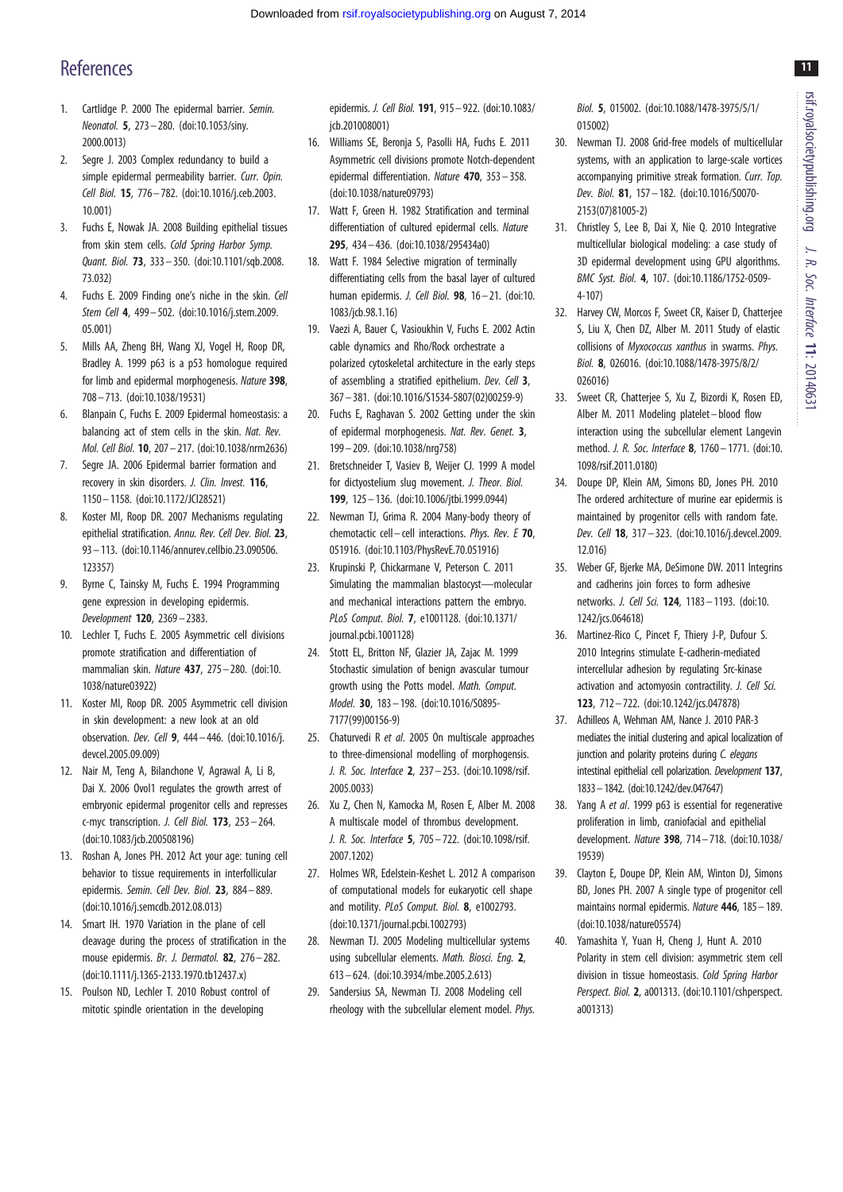# References

1. Cartlidge P. 2000 The epidermal barrier. *Semin. Neonatol.* **5**, 273 – 280. (doi:10.1053/siny.2000.0013)
2. Segre J. 2003 Complex redundancy to build a simple epidermal permeability barrier. *Curr. Opin. Cell Biol.* **15**, 776 – 782. (doi:10.1016/j.ceb.2003.10.001)
3. Fuchs E, Nowak JA. 2008 Building epithelial tissues from skin stem cells. *Cold Spring Harbor Symp. Quant. Biol.* **73**, 333 – 350. (doi:10.1101/sqb.2008.73.032)
4. Fuchs E. 2009 Finding one's niche in the skin. *Cell Stem Cell* **4**, 499 – 502. (doi:10.1016/j.stem.2009.05.001)
5. Mills AA, Zheng BH, Wang XJ, Vogel H, Roop DR, Bradley A. 1999 p63 is a p53 homologue required for limb and epidermal morphogenesis. *Nature* **398**, 708 – 713. (doi:10.1038/19531)
6. Blanpain C, Fuchs E. 2009 Epidermal homeostasis: a balancing act of stem cells in the skin. *Nat. Rev. Mol. Cell Biol.* **10**, 207 – 217. (doi:10.1038/nrm2636)
7. Segre JA. 2006 Epidermal barrier formation and recovery in skin disorders. *J. Clin. Invest.* **116**, 1150 – 1158. (doi:10.1172/JCI28521)
8. Koster MI, Roop DR. 2007 Mechanisms regulating epithelial stratification. *Annu. Rev. Cell Dev. Biol.* **23**, 93 – 113. (doi:10.1146/annurev.cellbio.23.090506.123357)
9. Byrne C, Tainsky M, Fuchs E. 1994 Programming gene expression in developing epidermis. *Development* **120**, 2369 – 2383.
10. Lechler T, Fuchs E. 2005 Asymmetric cell divisions promote stratification and differentiation of mammalian skin. *Nature* **437**, 275 – 280. (doi:10.1038/nature03922)
11. Koster MI, Roop DR. 2005 Asymmetric cell division in skin development: a new look at an old observation. *Dev. Cell* **9**, 444 – 446. (doi:10.1016/j.devcel.2005.09.009)
12. Nair M, Teng A, Bilanchone V, Agrawal A, Li B, Dai X. 2006 Ovol1 regulates the growth arrest of embryonic epidermal progenitor cells and represses c-myc transcription. *J. Cell Biol.* **173**, 253 – 264. (doi:10.1083/jcb.200508196)
13. Roshan A, Jones PH. 2012 Act your age: tuning cell behavior to tissue requirements in interfollicular epidermis. *Semin. Cell Dev. Biol.* **23**, 884 – 889. (doi:10.1016/j.semcdb.2012.08.013)
14. Smart IH. 1970 Variation in the plane of cell cleavage during the process of stratification in the mouse epidermis. *Br. J. Dermatol.* **82**, 276 – 282. (doi:10.1111/j.1365-2133.1970.tb12437.x)
15. Poulson ND, Lechler T. 2010 Robust control of mitotic spindle orientation in the developing epidermis. *J. Cell Biol.* **191**, 915 – 922. (doi:10.1083/jcb.201008001)
16. Williams SE, Beronja S, Pasolli HA, Fuchs E. 2011 Asymmetric cell divisions promote Notch-dependent epidermal differentiation. *Nature* **470**, 353 – 358. (doi:10.1038/nature09793)
17. Watt F, Green H. 1982 Stratification and terminal differentiation of cultured epidermal cells. *Nature* **295**, 434 – 436. (doi:10.1038/295434a0)
18. Watt F. 1984 Selective migration of terminally differentiating cells from the basal layer of cultured human epidermis. *J. Cell Biol.* **98**, 16 – 21. (doi:10.1083/jcb.98.1.16)
19. Vaezi A, Bauer C, Vasioukhin V, Fuchs E. 2002 Actin cable dynamics and Rho/Rock orchestrate a polarized cytoskeletal architecture in the early steps of assembling a stratified epithelium. *Dev. Cell* **3**, 367 – 381. (doi:10.1016/S1534-5807(02)00259-9)
20. Fuchs E, Raghavan S. 2002 Getting under the skin of epidermal morphogenesis. *Nat. Rev. Genet.* **3**, 199 – 209. (doi:10.1038/nrg758)
21. Bretschneider T, Vasiev B, Weijer CJ. 1999 A model for dictyostelium slug movement. *J. Theor. Biol.* **199**, 125 – 136. (doi:10.1006/jtbi.1999.0944)
22. Newman TJ, Grima R. 2004 Many-body theory of chemotactic cell – cell interactions. *Phys. Rev. E* **70**, 051916. (doi:10.1103/PhysRevE.70.051916)
23. Krupinski P, Chickarmane V, Peterson C. 2011 Simulating the mammalian blastocyst—molecular and mechanical interactions pattern the embryo. *PLoS Comput. Biol.* **7**, e1001128. (doi:10.1371/journal.pcbi.1001128)
24. Stott EL, Britton NF, Glazier JA, Zajac M. 1999 Stochastic simulation of benign avascular tumour growth using the Potts model. *Math. Comput. Model.* **30**, 183 – 198. (doi:10.1016/S0895-7177(99)00156-9)
25. Chaturvedi R *et al.* 2005 On multiscale approaches to three-dimensional modelling of morphogenesis. *J. R. Soc. Interface* **2**, 237 – 253. (doi:10.1098/rsif.2005.0033)
26. Xu Z, Chen N, Kamocka M, Rosen E, Alber M. 2008 A multiscale model of thrombus development. *J. R. Soc. Interface* **5**, 705 – 722. (doi:10.1098/rsif.2007.1202)
27. Holmes WR, Edelstein-Keshet L. 2012 A comparison of computational models for eukaryotic cell shape and motility. *PLoS Comput. Biol.* **8**, e1002793. (doi:10.1371/journal.pcbi.1002793)
28. Newman TJ. 2005 Modeling multicellular systems using subcellular elements. *Math. Biosci. Eng.* **2**, 613 – 624. (doi:10.3934/mbe.2005.2.613)
29. Sandersius SA, Newman TJ. 2008 Modeling cell rheology with the subcellular element model. *Phys. Biol.* **5**, 015002. (doi:10.1088/1478-3975/5/1/015002)
30. Newman TJ. 2008 Grid-free models of multicellular systems, with an application to large-scale vortices accompanying primitive streak formation. *Curr. Top. Dev. Biol.* **81**, 157 – 182. (doi:10.1016/S0070-2153(07)81005-2)
31. Christley S, Lee B, Dai X, Nie Q. 2010 Integrative multicellular biological modeling: a case study of 3D epidermal development using GPU algorithms. *BMC Syst. Biol.* **4**, 107. (doi:10.1186/1752-0509-4-107)
32. Harvey CW, Morcos F, Sweet CR, Kaiser D, Chatterjee S, Liu X, Chen DZ, Alber M. 2011 Study of elastic collisions of *Myxococcus xanthus* in swarms. *Phys. Biol.* **8**, 026016. (doi:10.1088/1478-3975/8/2/026016)
33. Sweet CR, Chatterjee S, Xu Z, Bizordi K, Rosen ED, Alber M. 2011 Modeling platelet – blood flow interaction using the subcellular element Langevin method. *J. R. Soc. Interface* **8**, 1760 – 1771. (doi:10.1098/rsif.2011.0180)
34. Doupe DP, Klein AM, Simons BD, Jones PH. 2010 The ordered architecture of murine ear epidermis is maintained by progenitor cells with random fate. *Dev. Cell* **18**, 317 – 323. (doi:10.1016/j.devcel.2009.12.016)
35. Weber GF, Bjerke MA, DeSimone DW. 2011 Integrins and cadherins join forces to form adhesive networks. *J. Cell Sci.* **124**, 1183 – 1193. (doi:10.1242/jcs.064618)
36. Martinez-Rico C, Pincet F, Thiery J-P, Dufour S. 2010 Integrins stimulate E-cadherin-mediated intercellular adhesion by regulating Src-kinase activation and actomyosin contractility. *J. Cell Sci.* **123**, 712 – 722. (doi:10.1242/jcs.047878)
37. Achilleos A, Wehman AM, Nance J. 2010 PAR-3 mediates the initial clustering and apical localization of junction and polarity proteins during *C. elegans* intestinal epithelial cell polarization. *Development* **137**, 1833 – 1842. (doi:10.1242/dev.047647)
38. Yang A *et al.* 1999 p63 is essential for regenerative proliferation in limb, craniofacial and epithelial development. *Nature* **398**, 714 – 718. (doi:10.1038/19539)
39. Clayton E, Doupe DP, Klein AM, Winton DJ, Simons BD, Jones PH. 2007 A single type of progenitor cell maintains normal epidermis. *Nature* **446**, 185 – 189. (doi:10.1038/nature05574)
40. Yamashita Y, Yuan H, Cheng J, Hunt A. 2010 Polarity in stem cell division: asymmetric stem cell division in tissue homeostasis. *Cold Spring Harbor Perspect. Biol.* **2**, a001313. (doi:10.1101/cshperspect.a001313)